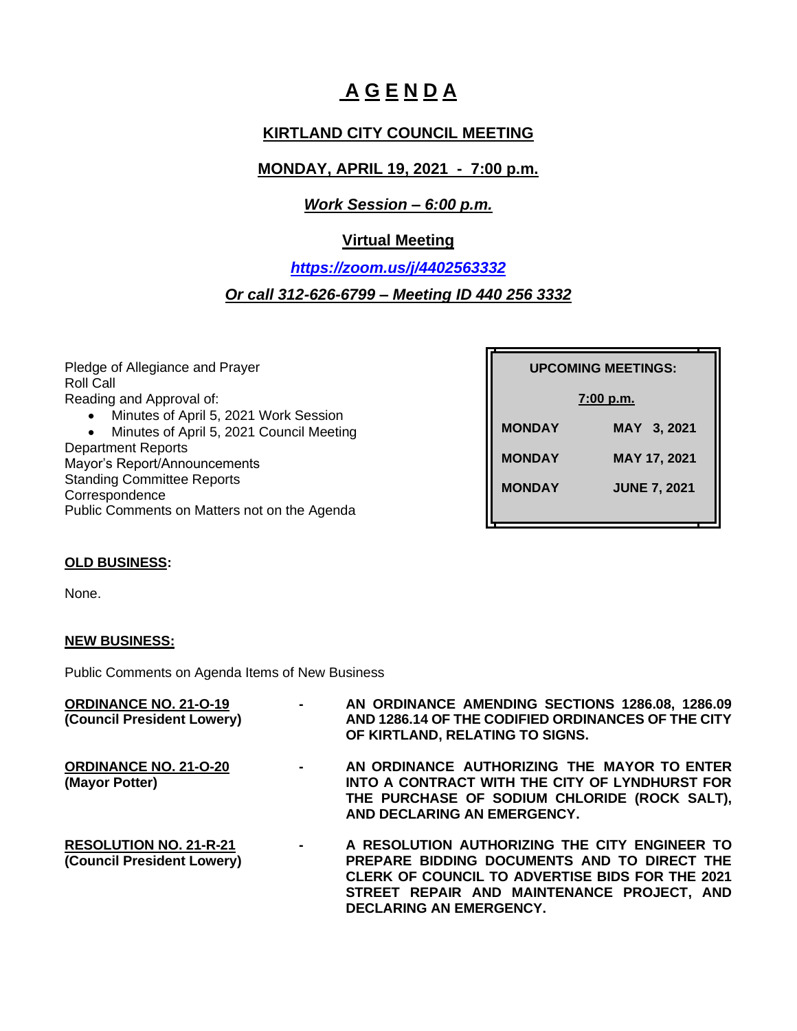# A G E N D A

## KIRTLAND CITY COUNCIL MEETING

**MONDAY, APRIL 19, 2021 - 7:00 p.m.**

***Work Session – 6:00 p.m.***

**Virtual Meeting**

***https://zoom.us/j/4402563332***

***Or call 312-626-6799 – Meeting ID 440 256 3332***

Pledge of Allegiance and Prayer
Roll Call
Reading and Approval of:

- Minutes of April 5, 2021 Work Session
- Minutes of April 5, 2021 Council Meeting

Department Reports
Mayor's Report/Announcements
Standing Committee Reports
Correspondence
Public Comments on Matters not on the Agenda

| UPCOMING MEETINGS: | |
|---|---|
| 7:00 p.m. | |
| MONDAY | MAY 3, 2021 |
| MONDAY | MAY 17, 2021 |
| MONDAY | JUNE 7, 2021 |

**OLD BUSINESS:**

None.

**NEW BUSINESS:**

Public Comments on Agenda Items of New Business

| | | |
|---|---|---|
| **ORDINANCE NO. 21-O-19** **(Council President Lowery)** | - | **AN ORDINANCE AMENDING SECTIONS 1286.08, 1286.09 AND 1286.14 OF THE CODIFIED ORDINANCES OF THE CITY OF KIRTLAND, RELATING TO SIGNS.** |
| **ORDINANCE NO. 21-O-20** **(Mayor Potter)** | - | **AN ORDINANCE AUTHORIZING THE MAYOR TO ENTER INTO A CONTRACT WITH THE CITY OF LYNDHURST FOR THE PURCHASE OF SODIUM CHLORIDE (ROCK SALT), AND DECLARING AN EMERGENCY.** |
| **RESOLUTION NO. 21-R-21** **(Council President Lowery)** | - | **A RESOLUTION AUTHORIZING THE CITY ENGINEER TO PREPARE BIDDING DOCUMENTS AND TO DIRECT THE CLERK OF COUNCIL TO ADVERTISE BIDS FOR THE 2021 STREET REPAIR AND MAINTENANCE PROJECT, AND DECLARING AN EMERGENCY.** |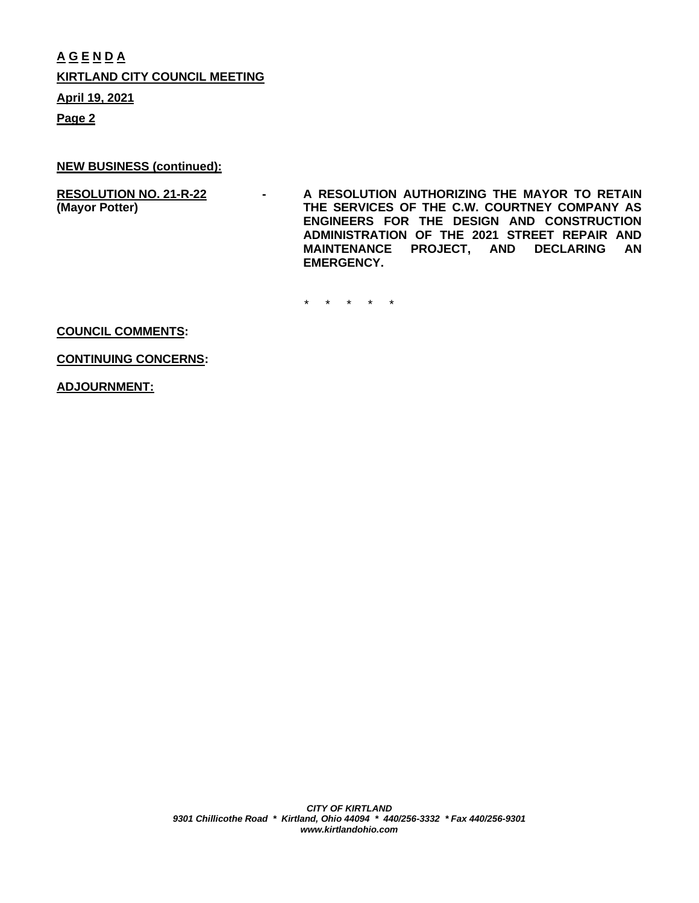**NEW BUSINESS (continued):**

| | | |
|---|---|---|
| **RESOLUTION NO. 21-R-22** **(Mayor Potter)** | - | **A RESOLUTION AUTHORIZING THE MAYOR TO RETAIN THE SERVICES OF THE C.W. COURTNEY COMPANY AS ENGINEERS FOR THE DESIGN AND CONSTRUCTION ADMINISTRATION OF THE 2021 STREET REPAIR AND MAINTENANCE PROJECT, AND DECLARING AN EMERGENCY.** |

\* \* \* \* \*

**COUNCIL COMMENTS:**

**CONTINUING CONCERNS:**

**ADJOURNMENT:**

***CITY OF KIRTLAND***
***9301 Chillicothe Road * Kirtland, Ohio 44094 * 440/256-3332 * Fax 440/256-9301***
***www.kirtlandohio.com***